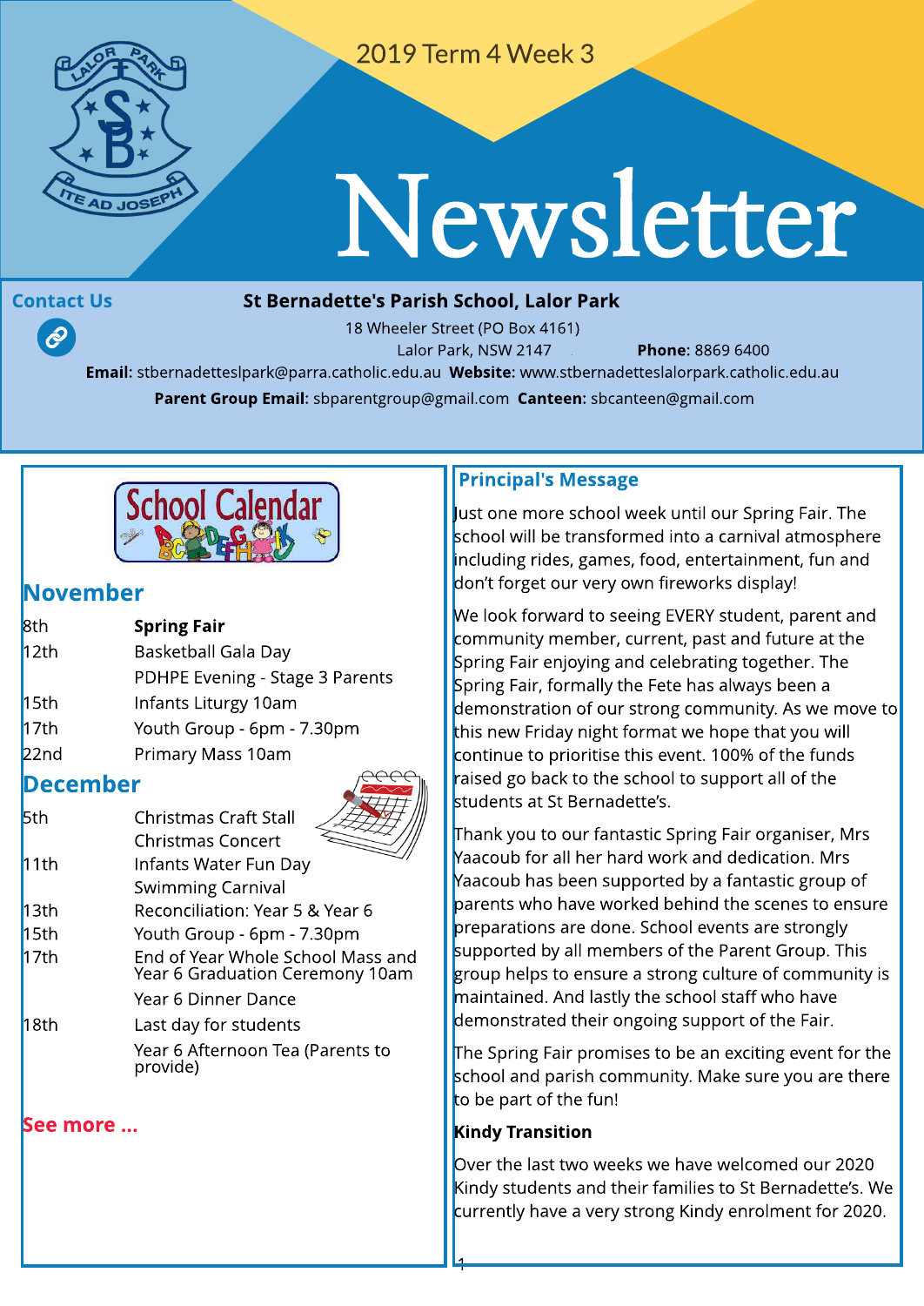2019 Term 4 Week 3

# Newsletter

## Contact Us

**St Bernadette's Parish School, Lalor Park**

18 Wheeler Street (PO Box 4161)
Lalor Park, NSW 2147 **Phone:** 8869 6400
**Email:** stbernadetteslpark@parra.catholic.edu.au **Website:** www.stbernadetteslalorpark.catholic.edu.au
**Parent Group Email:** sbparentgroup@gmail.com **Canteen:** sbcanteen@gmail.com

## School Calendar

### November

| | |
|---|---|
| 8th | **Spring Fair** |
| 12th | Basketball Gala Day |
| | PDHPE Evening - Stage 3 Parents |
| 15th | Infants Liturgy 10am |
| 17th | Youth Group - 6pm - 7.30pm |
| 22nd | Primary Mass 10am |

### December

| | |
|---|---|
| 5th | Christmas Craft Stall |
| | Christmas Concert |
| 11th | Infants Water Fun Day |
| | Swimming Carnival |
| 13th | Reconciliation: Year 5 & Year 6 |
| 15th | Youth Group - 6pm - 7.30pm |
| 17th | End of Year Whole School Mass and Year 6 Graduation Ceremony 10am |
| | Year 6 Dinner Dance |
| 18th | Last day for students |
| | Year 6 Afternoon Tea (Parents to provide) |

See more ...

## Principal's Message

Just one more school week until our Spring Fair. The school will be transformed into a carnival atmosphere including rides, games, food, entertainment, fun and don't forget our very own fireworks display!

We look forward to seeing EVERY student, parent and community member, current, past and future at the Spring Fair enjoying and celebrating together. The Spring Fair, formally the Fete has always been a demonstration of our strong community. As we move to this new Friday night format we hope that you will continue to prioritise this event. 100% of the funds raised go back to the school to support all of the students at St Bernadette's.

Thank you to our fantastic Spring Fair organiser, Mrs Yaacoub for all her hard work and dedication. Mrs Yaacoub has been supported by a fantastic group of parents who have worked behind the scenes to ensure preparations are done. School events are strongly supported by all members of the Parent Group. This group helps to ensure a strong culture of community is maintained. And lastly the school staff who have demonstrated their ongoing support of the Fair.

The Spring Fair promises to be an exciting event for the school and parish community. Make sure you are there to be part of the fun!

**Kindy Transition**

Over the last two weeks we have welcomed our 2020 Kindy students and their families to St Bernadette's. We currently have a very strong Kindy enrolment for 2020.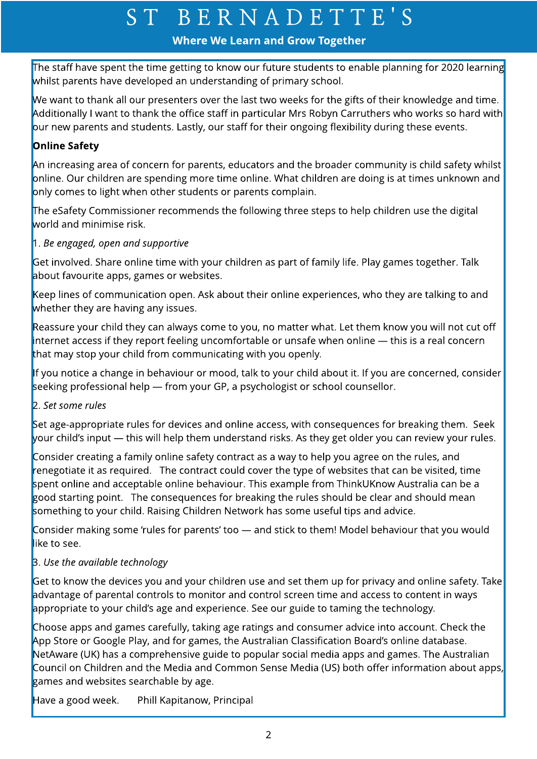The staff have spent the time getting to know our future students to enable planning for 2020 learning whilst parents have developed an understanding of primary school.

We want to thank all our presenters over the last two weeks for the gifts of their knowledge and time. Additionally I want to thank the office staff in particular Mrs Robyn Carruthers who works so hard with our new parents and students. Lastly, our staff for their ongoing flexibility during these events.

**Online Safety**

An increasing area of concern for parents, educators and the broader community is child safety whilst online. Our children are spending more time online. What children are doing is at times unknown and only comes to light when other students or parents complain.

The eSafety Commissioner recommends the following three steps to help children use the digital world and minimise risk.

1. *Be engaged, open and supportive*

Get involved. Share online time with your children as part of family life. Play games together. Talk about favourite apps, games or websites.

Keep lines of communication open. Ask about their online experiences, who they are talking to and whether they are having any issues.

Reassure your child they can always come to you, no matter what. Let them know you will not cut off internet access if they report feeling uncomfortable or unsafe when online — this is a real concern that may stop your child from communicating with you openly.

If you notice a change in behaviour or mood, talk to your child about it. If you are concerned, consider seeking professional help — from your GP, a psychologist or school counsellor.

2. *Set some rules*

Set age-appropriate rules for devices and online access, with consequences for breaking them. Seek your child's input — this will help them understand risks. As they get older you can review your rules.

Consider creating a family online safety contract as a way to help you agree on the rules, and renegotiate it as required. The contract could cover the type of websites that can be visited, time spent online and acceptable online behaviour. This example from ThinkUKnow Australia can be a good starting point. The consequences for breaking the rules should be clear and should mean something to your child. Raising Children Network has some useful tips and advice.

Consider making some 'rules for parents' too — and stick to them! Model behaviour that you would like to see.

3. *Use the available technology*

Get to know the devices you and your children use and set them up for privacy and online safety. Take advantage of parental controls to monitor and control screen time and access to content in ways appropriate to your child's age and experience. See our guide to taming the technology.

Choose apps and games carefully, taking age ratings and consumer advice into account. Check the App Store or Google Play, and for games, the Australian Classification Board's online database. NetAware (UK) has a comprehensive guide to popular social media apps and games. The Australian Council on Children and the Media and Common Sense Media (US) both offer information about apps, games and websites searchable by age.

Have a good week. Phill Kapitanow, Principal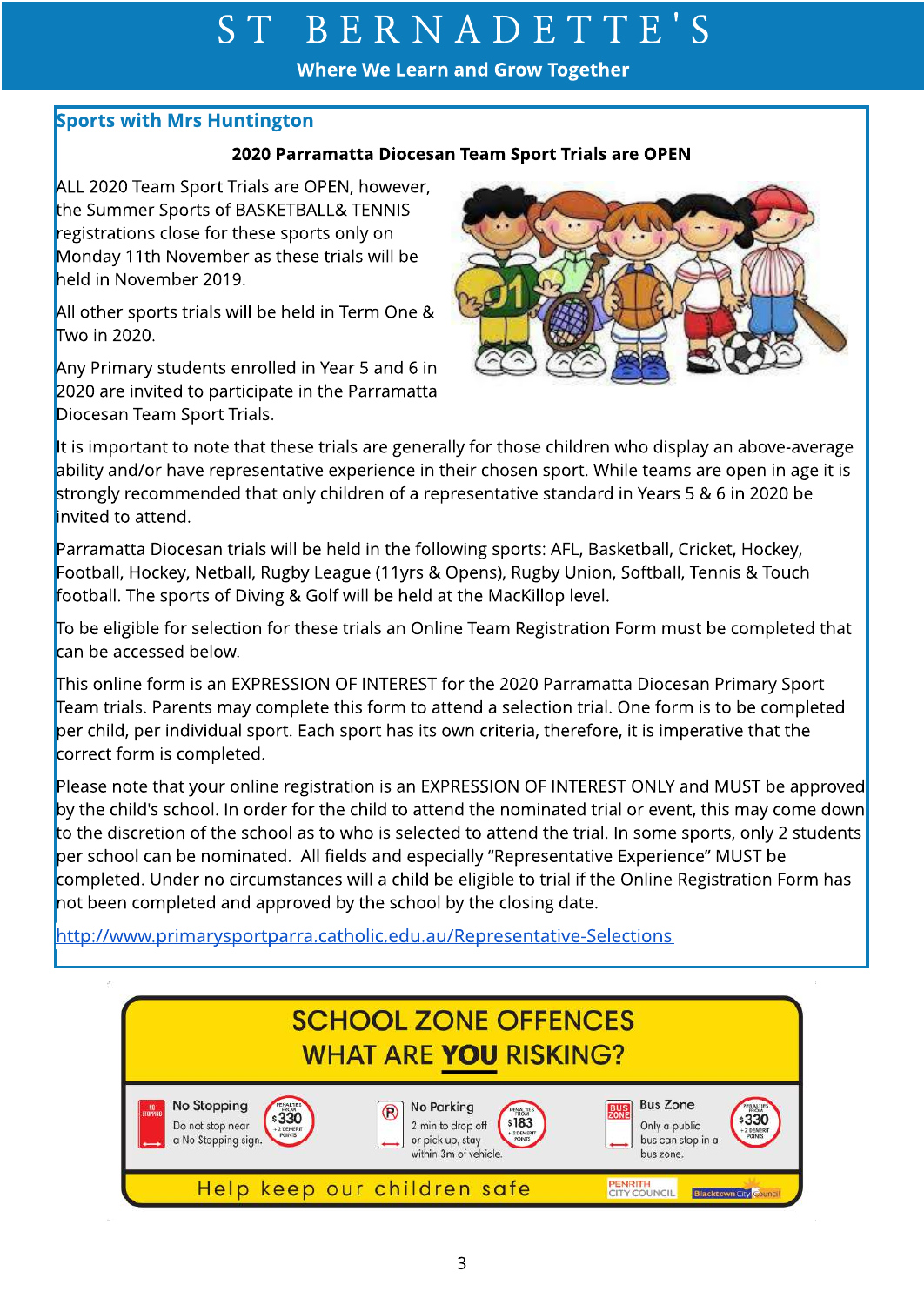## Sports with Mrs Huntington

**2020 Parramatta Diocesan Team Sport Trials are OPEN**

ALL 2020 Team Sport Trials are OPEN, however, the Summer Sports of BASKETBALL& TENNIS registrations close for these sports only on Monday 11th November as these trials will be held in November 2019.

All other sports trials will be held in Term One & Two in 2020.

Any Primary students enrolled in Year 5 and 6 in 2020 are invited to participate in the Parramatta Diocesan Team Sport Trials.

It is important to note that these trials are generally for those children who display an above-average ability and/or have representative experience in their chosen sport. While teams are open in age it is strongly recommended that only children of a representative standard in Years 5 & 6 in 2020 be invited to attend.

Parramatta Diocesan trials will be held in the following sports: AFL, Basketball, Cricket, Hockey, Football, Hockey, Netball, Rugby League (11yrs & Opens), Rugby Union, Softball, Tennis & Touch football. The sports of Diving & Golf will be held at the MacKillop level.

To be eligible for selection for these trials an Online Team Registration Form must be completed that can be accessed below.

This online form is an EXPRESSION OF INTEREST for the 2020 Parramatta Diocesan Primary Sport Team trials. Parents may complete this form to attend a selection trial. One form is to be completed per child, per individual sport. Each sport has its own criteria, therefore, it is imperative that the correct form is completed.

Please note that your online registration is an EXPRESSION OF INTEREST ONLY and MUST be approved by the child's school. In order for the child to attend the nominated trial or event, this may come down to the discretion of the school as to who is selected to attend the trial. In some sports, only 2 students per school can be nominated. All fields and especially "Representative Experience" MUST be completed. Under no circumstances will a child be eligible to trial if the Online Registration Form has not been completed and approved by the school by the closing date.

http://www.primarysportparra.catholic.edu.au/Representative-Selections

## SCHOOL ZONE OFFENCES WHAT ARE **YOU** RISKING?

**No Stopping** – Do not stop near a No Stopping sign. Penalties from $330 + 2 demerit points

**No Parking** – 2 min to drop off or pick up, stay within 3m of vehicle. Penalties from $183 + 2 demerit points

**Bus Zone** – Only a public bus can stop in a bus zone. Penalties from $330 + 2 demerit points

Help keep our children safe

PENRITH CITY COUNCIL | Blacktown City Council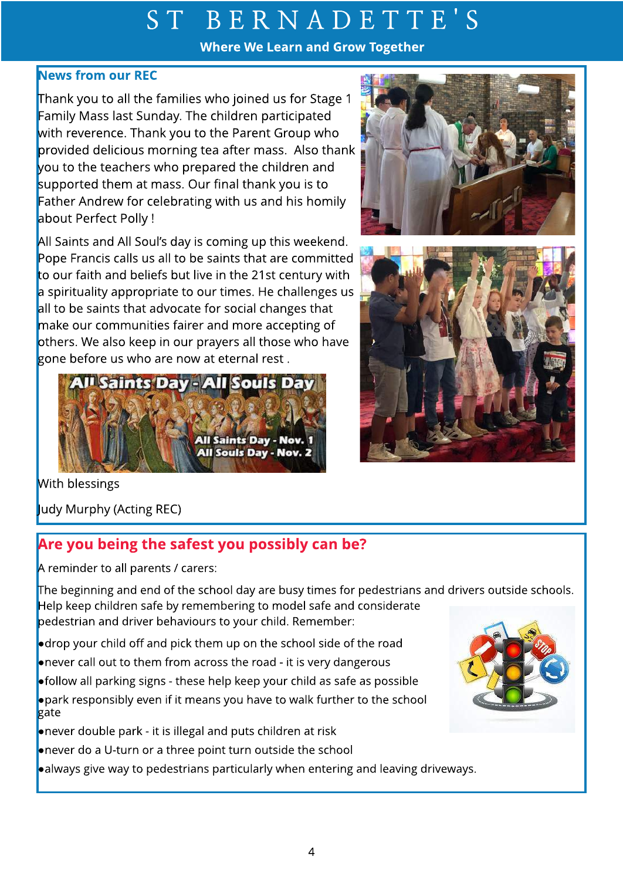# ST BERNADETTE'S

**Where We Learn and Grow Together**

## News from our REC

Thank you to all the families who joined us for Stage 1 Family Mass last Sunday. The children participated with reverence. Thank you to the Parent Group who provided delicious morning tea after mass. Also thank you to the teachers who prepared the children and supported them at mass. Our final thank you is to Father Andrew for celebrating with us and his homily about Perfect Polly !

All Saints and All Soul's day is coming up this weekend. Pope Francis calls us all to be saints that are committed to our faith and beliefs but live in the 21st century with a spirituality appropriate to our times. He challenges us all to be saints that advocate for social changes that make our communities fairer and more accepting of others. We also keep in our prayers all those who have gone before us who are now at eternal rest .

With blessings

Judy Murphy (Acting REC)

## Are you being the safest you possibly can be?

A reminder to all parents / carers:

The beginning and end of the school day are busy times for pedestrians and drivers outside schools. Help keep children safe by remembering to model safe and considerate pedestrian and driver behaviours to your child. Remember:

- drop your child off and pick them up on the school side of the road
- never call out to them from across the road - it is very dangerous
- follow all parking signs - these help keep your child as safe as possible
- park responsibly even if it means you have to walk further to the school gate
- never double park - it is illegal and puts children at risk
- never do a U-turn or a three point turn outside the school
- always give way to pedestrians particularly when entering and leaving driveways.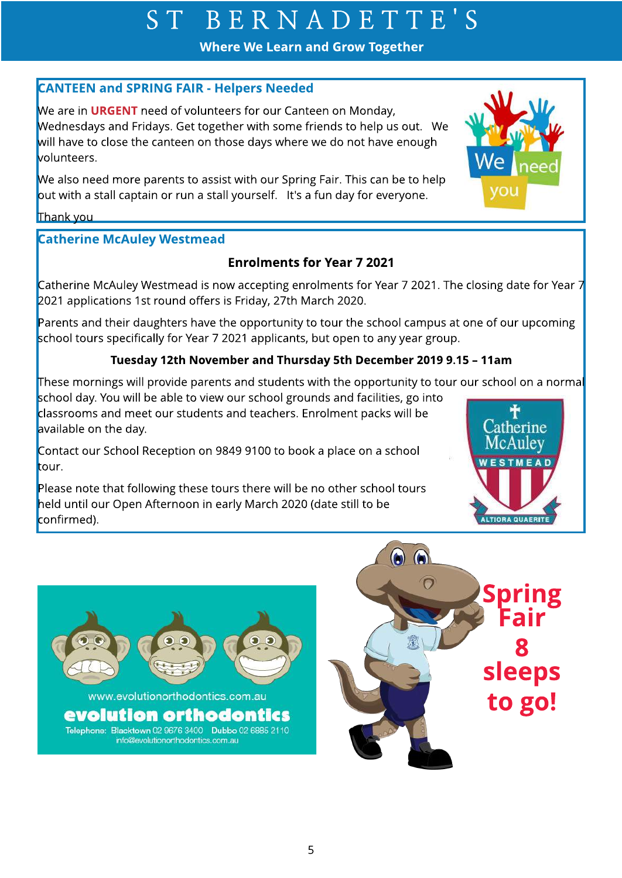## CANTEEN and SPRING FAIR - Helpers Needed

We are in **URGENT** need of volunteers for our Canteen on Monday, Wednesdays and Fridays. Get together with some friends to help us out. We will have to close the canteen on those days where we do not have enough volunteers.

We also need more parents to assist with our Spring Fair. This can be to help out with a stall captain or run a stall yourself. It's a fun day for everyone.

Thank you

## Catherine McAuley Westmead

**Enrolments for Year 7 2021**

Catherine McAuley Westmead is now accepting enrolments for Year 7 2021. The closing date for Year 7 2021 applications 1st round offers is Friday, 27th March 2020.

Parents and their daughters have the opportunity to tour the school campus at one of our upcoming school tours specifically for Year 7 2021 applicants, but open to any year group.

**Tuesday 12th November and Thursday 5th December 2019 9.15 – 11am**

These mornings will provide parents and students with the opportunity to tour our school on a normal school day. You will be able to view our school grounds and facilities, go into classrooms and meet our students and teachers. Enrolment packs will be available on the day.

Contact our School Reception on 9849 9100 to book a place on a school tour.

Please note that following these tours there will be no other school tours held until our Open Afternoon in early March 2020 (date still to be confirmed).

www.evolutionorthodontics.com.au

**evolution orthodontics**

Telephone: Blacktown 02 9676 3400 Dubbo 02 6885 2110
info@evolutionorthodontics.com.au

**Spring Fair 8 sleeps to go!**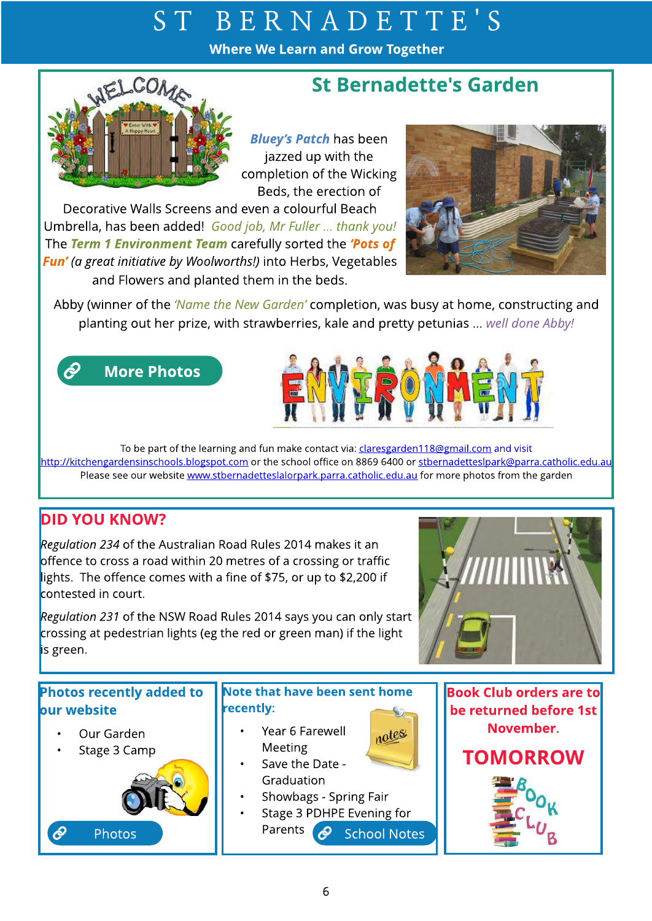# ST BERNADETTE'S

**Where We Learn and Grow Together**

## St Bernadette's Garden

***Bluey's Patch*** has been jazzed up with the completion of the Wicking Beds, the erection of Decorative Walls Screens and even a colourful Beach Umbrella, has been added! *Good job, Mr Fuller ... thank you!* The ***Term 1 Environment Team*** carefully sorted the ***'Pots of Fun'*** *(a great initiative by Woolworths!)* into Herbs, Vegetables and Flowers and planted them in the beds.

Abby (winner of the *'Name the New Garden'* completion, was busy at home, constructing and planting out her prize, with strawberries, kale and pretty petunias ... *well done Abby!*

More Photos

To be part of the learning and fun make contact via: claresgarden118@gmail.com and visit http://kitchengardensinschools.blogspot.com or the school office on 8869 6400 or stbernadetteslpark@parra.catholic.edu.au

Please see our website www.stbernadetteslalorpark.parra.catholic.edu.au for more photos from the garden

## DID YOU KNOW?

*Regulation 234* of the Australian Road Rules 2014 makes it an offence to cross a road within 20 metres of a crossing or traffic lights. The offence comes with a fine of $75, or up to $2,200 if contested in court.

*Regulation 231* of the NSW Road Rules 2014 says you can only start crossing at pedestrian lights (eg the red or green man) if the light is green.

### Photos recently added to our website

- Our Garden
- Stage 3 Camp

Photos

### Note that have been sent home recently:

- Year 6 Farewell Meeting
- Save the Date - Graduation
- Showbags - Spring Fair
- Stage 3 PDHPE Evening for Parents

School Notes

### Book Club orders are to be returned before 1st November.

## TOMORROW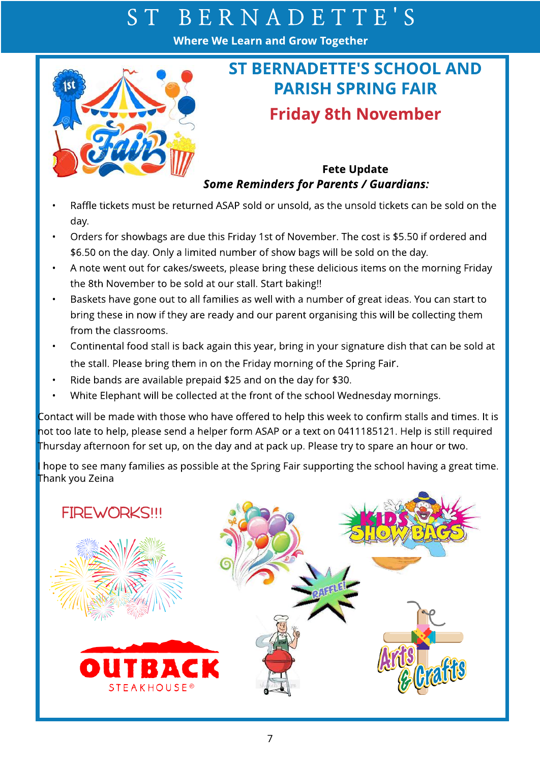# ST BERNADETTE'S SCHOOL AND PARISH SPRING FAIR

## Friday 8th November

**Fete Update**

***Some Reminders for Parents / Guardians:***

- Raffle tickets must be returned ASAP sold or unsold, as the unsold tickets can be sold on the day.
- Orders for showbags are due this Friday 1st of November. The cost is $5.50 if ordered and $6.50 on the day. Only a limited number of show bags will be sold on the day.
- A note went out for cakes/sweets, please bring these delicious items on the morning Friday the 8th November to be sold at our stall. Start baking!!
- Baskets have gone out to all families as well with a number of great ideas. You can start to bring these in now if they are ready and our parent organising this will be collecting them from the classrooms.
- Continental food stall is back again this year, bring in your signature dish that can be sold at the stall. Please bring them in on the Friday morning of the Spring Fair.
- Ride bands are available prepaid $25 and on the day for $30.
- White Elephant will be collected at the front of the school Wednesday mornings.

Contact will be made with those who have offered to help this week to confirm stalls and times. It is not too late to help, please send a helper form ASAP or a text on 0411185121. Help is still required Thursday afternoon for set up, on the day and at pack up. Please try to spare an hour or two.

I hope to see many families as possible at the Spring Fair supporting the school having a great time. Thank you Zeina

FIREWORKS!!!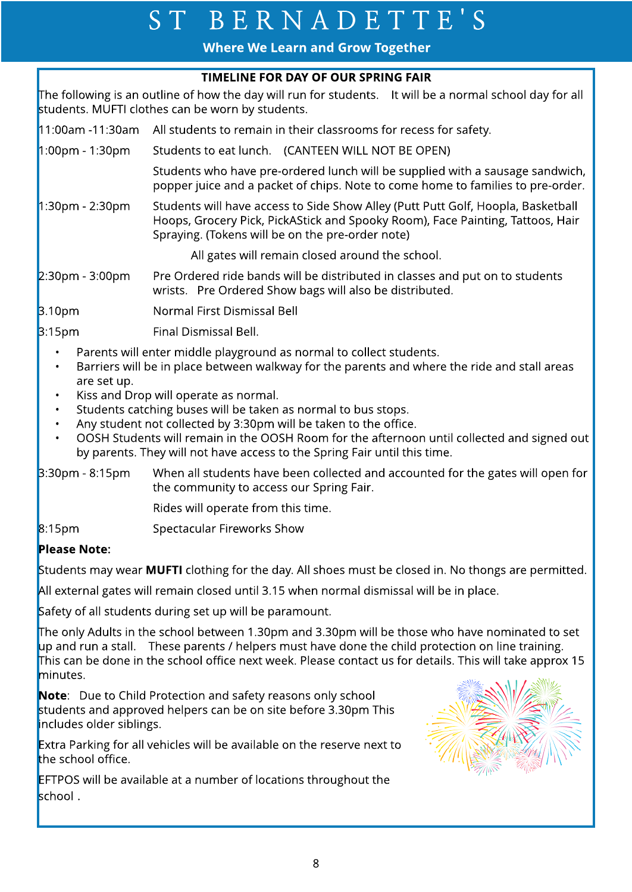# ST BERNADETTE'S

**Where We Learn and Grow Together**

## TIMELINE FOR DAY OF OUR SPRING FAIR

The following is an outline of how the day will run for students. It will be a normal school day for all students. MUFTI clothes can be worn by students.

| | |
|---|---|
| 11:00am -11:30am | All students to remain in their classrooms for recess for safety. |
| 1:00pm - 1:30pm | Students to eat lunch. (CANTEEN WILL NOT BE OPEN) |
| | Students who have pre-ordered lunch will be supplied with a sausage sandwich, popper juice and a packet of chips. Note to come home to families to pre-order. |
| 1:30pm - 2:30pm | Students will have access to Side Show Alley (Putt Putt Golf, Hoopla, Basketball Hoops, Grocery Pick, PickAStick and Spooky Room), Face Painting, Tattoos, Hair Spraying. (Tokens will be on the pre-order note) |
| | All gates will remain closed around the school. |
| 2:30pm - 3:00pm | Pre Ordered ride bands will be distributed in classes and put on to students wrists. Pre Ordered Show bags will also be distributed. |
| 3.10pm | Normal First Dismissal Bell |
| 3:15pm | Final Dismissal Bell. |

- Parents will enter middle playground as normal to collect students.
- Barriers will be in place between walkway for the parents and where the ride and stall areas are set up.
- Kiss and Drop will operate as normal.
- Students catching buses will be taken as normal to bus stops.
- Any student not collected by 3:30pm will be taken to the office.
- OOSH Students will remain in the OOSH Room for the afternoon until collected and signed out by parents. They will not have access to the Spring Fair until this time.

| | |
|---|---|
| 3:30pm - 8:15pm | When all students have been collected and accounted for the gates will open for the community to access our Spring Fair. |
| | Rides will operate from this time. |
| 8:15pm | Spectacular Fireworks Show |

**Please Note:**

Students may wear **MUFTI** clothing for the day. All shoes must be closed in. No thongs are permitted.

All external gates will remain closed until 3.15 when normal dismissal will be in place.

Safety of all students during set up will be paramount.

The only Adults in the school between 1.30pm and 3.30pm will be those who have nominated to set up and run a stall. These parents / helpers must have done the child protection on line training. This can be done in the school office next week. Please contact us for details. This will take approx 15 minutes.

**Note**: Due to Child Protection and safety reasons only school students and approved helpers can be on site before 3.30pm This includes older siblings.

Extra Parking for all vehicles will be available on the reserve next to the school office.

EFTPOS will be available at a number of locations throughout the school .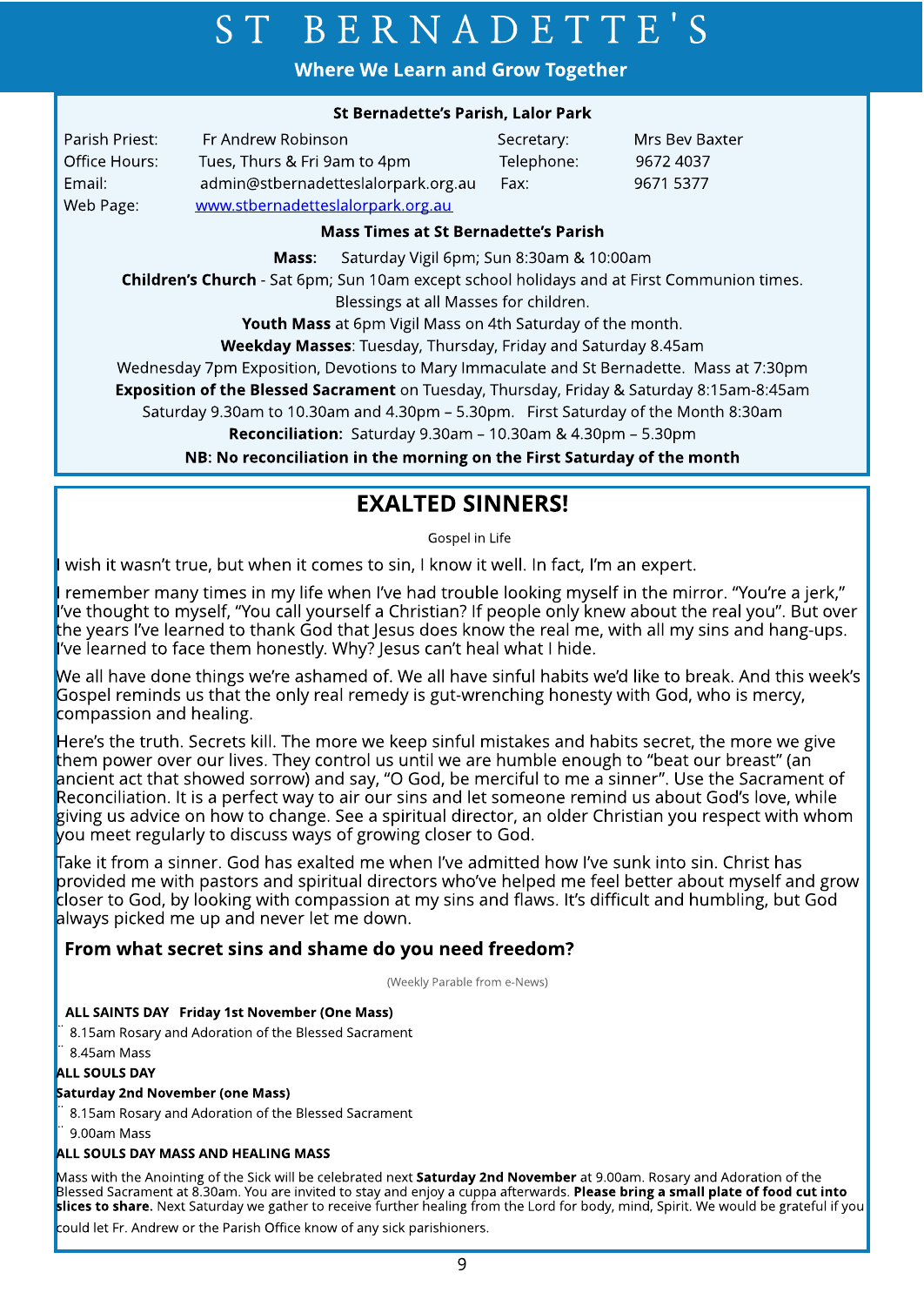# ST BERNADETTE'S

**Where We Learn and Grow Together**

**St Bernadette's Parish, Lalor Park**

| | | | |
|---|---|---|---|
| Parish Priest: | Fr Andrew Robinson | Secretary: | Mrs Bev Baxter |
| Office Hours: | Tues, Thurs & Fri 9am to 4pm | Telephone: | 9672 4037 |
| Email: | admin@stbernadetteslalorpark.org.au | Fax: | 9671 5377 |
| Web Page: | www.stbernadetteslalorpark.org.au | | |

**Mass Times at St Bernadette's Parish**

**Mass:** Saturday Vigil 6pm; Sun 8:30am & 10:00am

**Children's Church** - Sat 6pm; Sun 10am except school holidays and at First Communion times. Blessings at all Masses for children.

**Youth Mass** at 6pm Vigil Mass on 4th Saturday of the month.

**Weekday Masses**: Tuesday, Thursday, Friday and Saturday 8.45am

Wednesday 7pm Exposition, Devotions to Mary Immaculate and St Bernadette. Mass at 7:30pm

**Exposition of the Blessed Sacrament** on Tuesday, Thursday, Friday & Saturday 8:15am-8:45am

Saturday 9.30am to 10.30am and 4.30pm – 5.30pm. First Saturday of the Month 8:30am

**Reconciliation:** Saturday 9.30am – 10.30am & 4.30pm – 5.30pm

**NB: No reconciliation in the morning on the First Saturday of the month**

## EXALTED SINNERS!

Gospel in Life

I wish it wasn't true, but when it comes to sin, I know it well. In fact, I'm an expert.

I remember many times in my life when I've had trouble looking myself in the mirror. "You're a jerk," I've thought to myself, "You call yourself a Christian? If people only knew about the real you". But over the years I've learned to thank God that Jesus does know the real me, with all my sins and hang-ups. I've learned to face them honestly. Why? Jesus can't heal what I hide.

We all have done things we're ashamed of. We all have sinful habits we'd like to break. And this week's Gospel reminds us that the only real remedy is gut-wrenching honesty with God, who is mercy, compassion and healing.

Here's the truth. Secrets kill. The more we keep sinful mistakes and habits secret, the more we give them power over our lives. They control us until we are humble enough to "beat our breast" (an ancient act that showed sorrow) and say, "O God, be merciful to me a sinner". Use the Sacrament of Reconciliation. It is a perfect way to air our sins and let someone remind us about God's love, while giving us advice on how to change. See a spiritual director, an older Christian you respect with whom you meet regularly to discuss ways of growing closer to God.

Take it from a sinner. God has exalted me when I've admitted how I've sunk into sin. Christ has provided me with pastors and spiritual directors who've helped me feel better about myself and grow closer to God, by looking with compassion at my sins and flaws. It's difficult and humbling, but God always picked me up and never let me down.

### From what secret sins and shame do you need freedom?

(Weekly Parable from e-News)

**ALL SAINTS DAY Friday 1st November (One Mass)**

- 8.15am Rosary and Adoration of the Blessed Sacrament
- 8.45am Mass

**ALL SOULS DAY**

**Saturday 2nd November (one Mass)**

- 8.15am Rosary and Adoration of the Blessed Sacrament
- 9.00am Mass

**ALL SOULS DAY MASS AND HEALING MASS**

Mass with the Anointing of the Sick will be celebrated next **Saturday 2nd November** at 9.00am. Rosary and Adoration of the Blessed Sacrament at 8.30am. You are invited to stay and enjoy a cuppa afterwards. **Please bring a small plate of food cut into slices to share.** Next Saturday we gather to receive further healing from the Lord for body, mind, Spirit. We would be grateful if you could let Fr. Andrew or the Parish Office know of any sick parishioners.